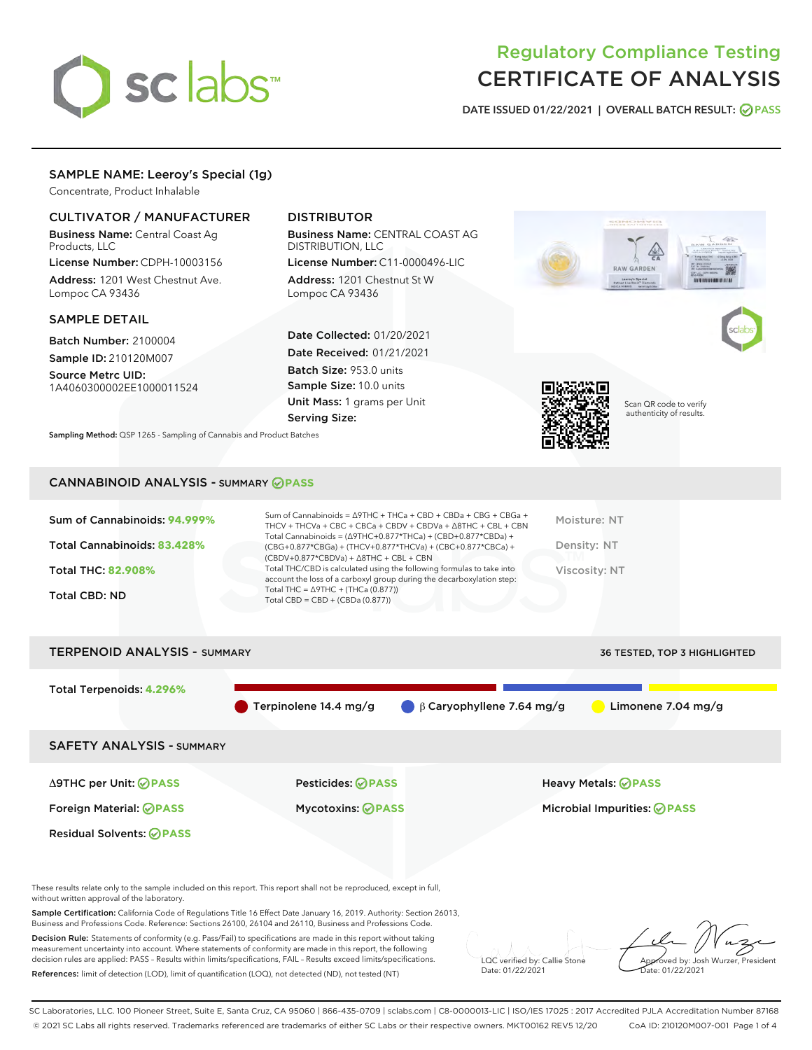# Regulatory Compliance Testing
# CERTIFICATE OF ANALYSIS

DATE ISSUED 01/22/2021 | OVERALL BATCH RESULT: PASS

## SAMPLE NAME: Leeroy's Special (1g)

Concentrate, Product Inhalable

### CULTIVATOR / MANUFACTURER

**Business Name:** Central Coast Ag Products, LLC

**License Number:** CDPH-10003156

**Address:** 1201 West Chestnut Ave. Lompoc CA 93436

### DISTRIBUTOR

**Business Name:** CENTRAL COAST AG DISTRIBUTION, LLC

**License Number:** C11-0000496-LIC

**Address:** 1201 Chestnut St W Lompoc CA 93436

### SAMPLE DETAIL

**Batch Number:** 2100004

**Sample ID:** 210120M007

**Source Metrc UID:** 1A4060300002EE1000011524

**Date Collected:** 01/20/2021

**Date Received:** 01/21/2021

**Batch Size:** 953.0 units

**Sample Size:** 10.0 units

**Unit Mass:** 1 grams per Unit

**Serving Size:**

Scan QR code to verify authenticity of results.

**Sampling Method:** QSP 1265 - Sampling of Cannabis and Product Batches

## CANNABINOID ANALYSIS - SUMMARY PASS

**Sum of Cannabinoids:** 94.999%

**Total Cannabinoids:** 83.428%

**Total THC:** 82.908%

**Total CBD:** ND

Sum of Cannabinoids = Δ9THC + THCa + CBD + CBDa + CBG + CBGa + THCV + THCVa + CBC + CBCa + CBDV + CBDVa + Δ8THC + CBL + CBN

Total Cannabinoids = (Δ9THC+0.877*THCa) + (CBD+0.877*CBDa) + (CBG+0.877*CBGa) + (THCV+0.877*THCVa) + (CBC+0.877*CBCa) + (CBDV+0.877*CBDVa) + Δ8THC + CBL + CBN

Total THC/CBD is calculated using the following formulas to take into account the loss of a carboxyl group during the decarboxylation step:

Total THC = Δ9THC + (THCa (0.877))

Total CBD = CBD + (CBDa (0.877))

Moisture: NT

Density: NT

Viscosity: NT

## TERPENOID ANALYSIS - SUMMARY

36 TESTED, TOP 3 HIGHLIGHTED

**Total Terpenoids:** 4.296%

- Terpinolene 14.4 mg/g
- β Caryophyllene 7.64 mg/g
- Limonene 7.04 mg/g

## SAFETY ANALYSIS - SUMMARY

| | | |
|---|---|---|
| Δ9THC per Unit: PASS | Pesticides: PASS | Heavy Metals: PASS |
| Foreign Material: PASS | Mycotoxins: PASS | Microbial Impurities: PASS |
| Residual Solvents: PASS | | |

These results relate only to the sample included on this report. This report shall not be reproduced, except in full, without written approval of the laboratory.

**Sample Certification:** California Code of Regulations Title 16 Effect Date January 16, 2019. Authority: Section 26013, Business and Professions Code. Reference: Sections 26100, 26104 and 26110, Business and Professions Code.

**Decision Rule:** Statements of conformity (e.g. Pass/Fail) to specifications are made in this report without taking measurement uncertainty into account. Where statements of conformity are made in this report, the following decision rules are applied: PASS - Results within limits/specifications, FAIL - Results exceed limits/specifications.

**References:** limit of detection (LOD), limit of quantification (LOQ), not detected (ND), not tested (NT)

LQC verified by: Callie Stone
Date: 01/22/2021

Approved by: Josh Wurzer, President
Date: 01/22/2021

SC Laboratories, LLC. 100 Pioneer Street, Suite E, Santa Cruz, CA 95060 | 866-435-0709 | sclabs.com | C8-0000013-LIC | ISO/IES 17025 : 2017 Accredited PJLA Accreditation Number 87168
© 2021 SC Labs all rights reserved. Trademarks referenced are trademarks of either SC Labs or their respective owners. MKT00162 REV5 12/20 CoA ID: 210120M007-001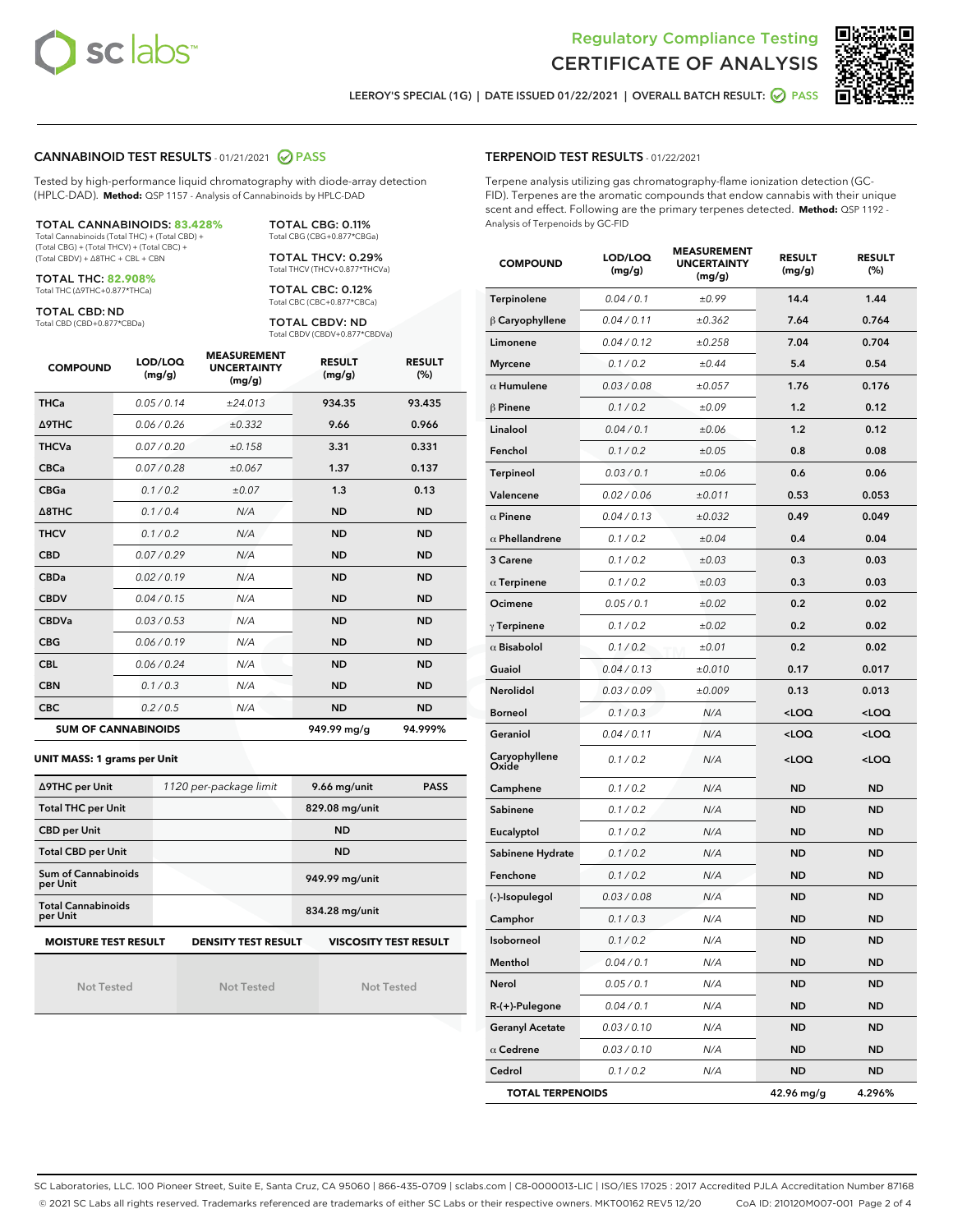Regulatory Compliance Testing
# CERTIFICATE OF ANALYSIS

LEEROY'S SPECIAL (1G) | DATE ISSUED 01/22/2021 | OVERALL BATCH RESULT: PASS

## CANNABINOID TEST RESULTS - 01/21/2021 PASS

Tested by high-performance liquid chromatography with diode-array detection (HPLC-DAD). **Method:** QSP 1157 - Analysis of Cannabinoids by HPLC-DAD

**TOTAL CANNABINOIDS: 83.428%**
Total Cannabinoids (Total THC) + (Total CBD) + (Total CBG) + (Total THCV) + (Total CBC) + (Total CBDV) + Δ8THC + CBL + CBN

**TOTAL THC: 82.908%**
Total THC (Δ9THC+0.877*THCa)

**TOTAL CBD: ND**
Total CBD (CBD+0.877*CBDa)

**TOTAL CBG: 0.11%**
Total CBG (CBG+0.877*CBGa)

**TOTAL THCV: 0.29%**
Total THCV (THCV+0.877*THCVa)

**TOTAL CBC: 0.12%**
Total CBC (CBC+0.877*CBCa)

**TOTAL CBDV: ND**
Total CBDV (CBDV+0.877*CBDVa)

| COMPOUND | LOD/LOQ (mg/g) | MEASUREMENT UNCERTAINTY (mg/g) | RESULT (mg/g) | RESULT (%) |
|---|---|---|---|---|
| THCa | 0.05 / 0.14 | ±24.013 | 934.35 | 93.435 |
| Δ9THC | 0.06 / 0.26 | ±0.332 | 9.66 | 0.966 |
| THCVa | 0.07 / 0.20 | ±0.158 | 3.31 | 0.331 |
| CBCa | 0.07 / 0.28 | ±0.067 | 1.37 | 0.137 |
| CBGa | 0.1 / 0.2 | ±0.07 | 1.3 | 0.13 |
| Δ8THC | 0.1 / 0.4 | N/A | ND | ND |
| THCV | 0.1 / 0.2 | N/A | ND | ND |
| CBD | 0.07 / 0.29 | N/A | ND | ND |
| CBDa | 0.02 / 0.19 | N/A | ND | ND |
| CBDV | 0.04 / 0.15 | N/A | ND | ND |
| CBDVa | 0.03 / 0.53 | N/A | ND | ND |
| CBG | 0.06 / 0.19 | N/A | ND | ND |
| CBL | 0.06 / 0.24 | N/A | ND | ND |
| CBN | 0.1 / 0.3 | N/A | ND | ND |
| CBC | 0.2 / 0.5 | N/A | ND | ND |
| **SUM OF CANNABINOIDS** | | | **949.99 mg/g** | **94.999%** |

**UNIT MASS: 1 grams per Unit**

| Δ9THC per Unit | 1120 per-package limit | 9.66 mg/unit | PASS |
|---|---|---|---|
| Total THC per Unit | | 829.08 mg/unit | |
| CBD per Unit | | ND | |
| Total CBD per Unit | | ND | |
| Sum of Cannabinoids per Unit | | 949.99 mg/unit | |
| Total Cannabinoids per Unit | | 834.28 mg/unit | |

| MOISTURE TEST RESULT | DENSITY TEST RESULT | VISCOSITY TEST RESULT |
|---|---|---|
| Not Tested | Not Tested | Not Tested |

## TERPENOID TEST RESULTS - 01/22/2021

Terpene analysis utilizing gas chromatography-flame ionization detection (GC-FID). Terpenes are the aromatic compounds that endow cannabis with their unique scent and effect. Following are the primary terpenes detected. **Method:** QSP 1192 - Analysis of Terpenoids by GC-FID

| COMPOUND | LOD/LOQ (mg/g) | MEASUREMENT UNCERTAINTY (mg/g) | RESULT (mg/g) | RESULT (%) |
|---|---|---|---|---|
| Terpinolene | 0.04 / 0.1 | ±0.99 | 14.4 | 1.44 |
| β Caryophyllene | 0.04 / 0.11 | ±0.362 | 7.64 | 0.764 |
| Limonene | 0.04 / 0.12 | ±0.258 | 7.04 | 0.704 |
| Myrcene | 0.1 / 0.2 | ±0.44 | 5.4 | 0.54 |
| α Humulene | 0.03 / 0.08 | ±0.057 | 1.76 | 0.176 |
| β Pinene | 0.1 / 0.2 | ±0.09 | 1.2 | 0.12 |
| Linalool | 0.04 / 0.1 | ±0.06 | 1.2 | 0.12 |
| Fenchol | 0.1 / 0.2 | ±0.05 | 0.8 | 0.08 |
| Terpineol | 0.03 / 0.1 | ±0.06 | 0.6 | 0.06 |
| Valencene | 0.02 / 0.06 | ±0.011 | 0.53 | 0.053 |
| α Pinene | 0.04 / 0.13 | ±0.032 | 0.49 | 0.049 |
| α Phellandrene | 0.1 / 0.2 | ±0.04 | 0.4 | 0.04 |
| 3 Carene | 0.1 / 0.2 | ±0.03 | 0.3 | 0.03 |
| α Terpinene | 0.1 / 0.2 | ±0.03 | 0.3 | 0.03 |
| Ocimene | 0.05 / 0.1 | ±0.02 | 0.2 | 0.02 |
| γ Terpinene | 0.1 / 0.2 | ±0.02 | 0.2 | 0.02 |
| α Bisabolol | 0.1 / 0.2 | ±0.01 | 0.2 | 0.02 |
| Guaiol | 0.04 / 0.13 | ±0.010 | 0.17 | 0.017 |
| Nerolidol | 0.03 / 0.09 | ±0.009 | 0.13 | 0.013 |
| Borneol | 0.1 / 0.3 | N/A | <LOQ | <LOQ |
| Geraniol | 0.04 / 0.11 | N/A | <LOQ | <LOQ |
| Caryophyllene Oxide | 0.1 / 0.2 | N/A | <LOQ | <LOQ |
| Camphene | 0.1 / 0.2 | N/A | ND | ND |
| Sabinene | 0.1 / 0.2 | N/A | ND | ND |
| Eucalyptol | 0.1 / 0.2 | N/A | ND | ND |
| Sabinene Hydrate | 0.1 / 0.2 | N/A | ND | ND |
| Fenchone | 0.1 / 0.2 | N/A | ND | ND |
| (-)-Isopulegol | 0.03 / 0.08 | N/A | ND | ND |
| Camphor | 0.1 / 0.3 | N/A | ND | ND |
| Isoborneol | 0.1 / 0.2 | N/A | ND | ND |
| Menthol | 0.04 / 0.1 | N/A | ND | ND |
| Nerol | 0.05 / 0.1 | N/A | ND | ND |
| R-(+)-Pulegone | 0.04 / 0.1 | N/A | ND | ND |
| Geranyl Acetate | 0.03 / 0.10 | N/A | ND | ND |
| α Cedrene | 0.03 / 0.10 | N/A | ND | ND |
| Cedrol | 0.1 / 0.2 | N/A | ND | ND |
| **TOTAL TERPENOIDS** | | | **42.96 mg/g** | **4.296%** |

SC Laboratories, LLC. 100 Pioneer Street, Suite E, Santa Cruz, CA 95060 | 866-435-0709 | sclabs.com | C8-0000013-LIC | ISO/IES 17025 : 2017 Accredited PJLA Accreditation Number 87168
© 2021 SC Labs all rights reserved. Trademarks referenced are trademarks of either SC Labs or their respective owners. MKT00162 REV5 12/20 CoA ID: 210120M007-001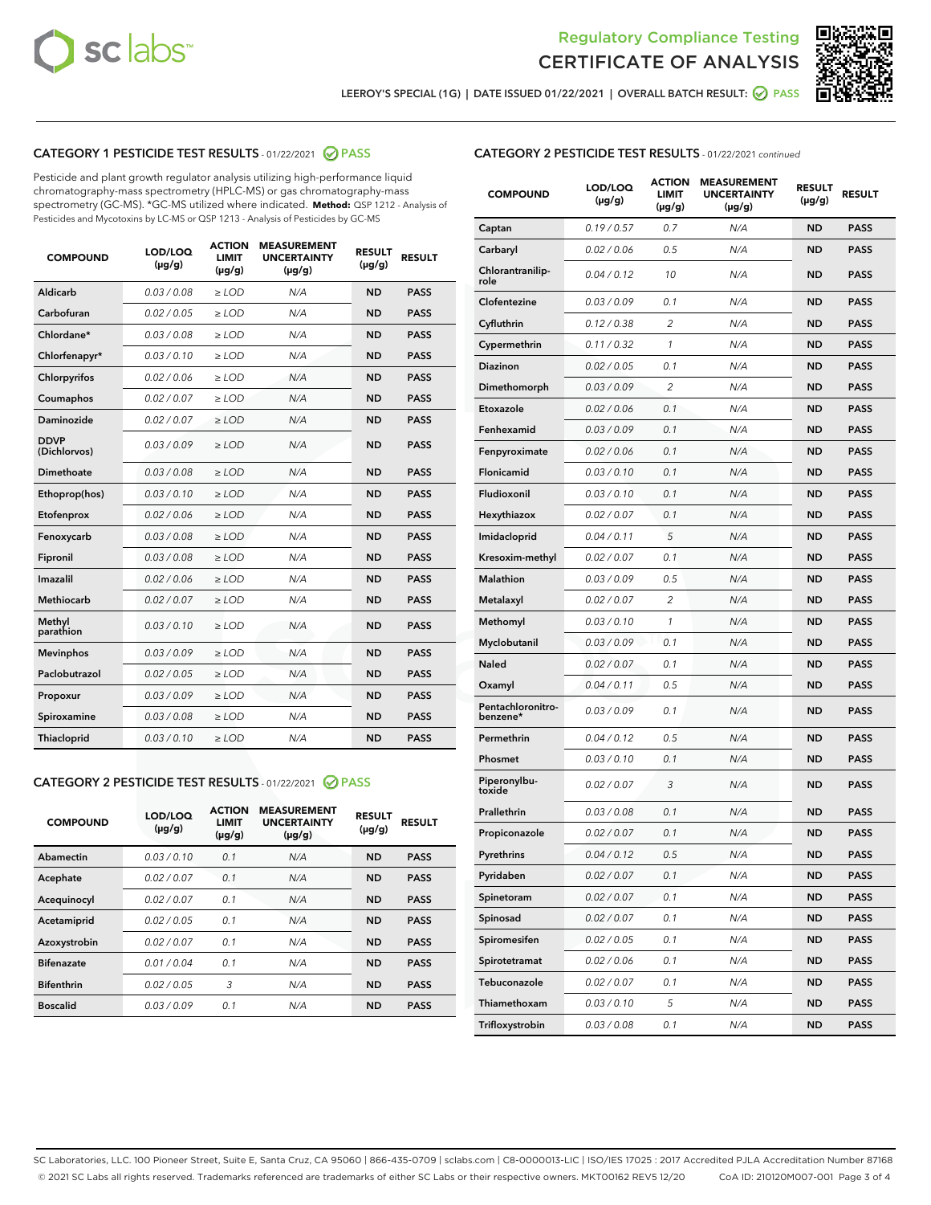Regulatory Compliance Testing

# CERTIFICATE OF ANALYSIS

LEEROY'S SPECIAL (1G) | DATE ISSUED 01/22/2021 | OVERALL BATCH RESULT: PASS

## CATEGORY 1 PESTICIDE TEST RESULTS - 01/22/2021 PASS

Pesticide and plant growth regulator analysis utilizing high-performance liquid chromatography-mass spectrometry (HPLC-MS) or gas chromatography-mass spectrometry (GC-MS). *GC-MS utilized where indicated. **Method:** QSP 1212 - Analysis of Pesticides and Mycotoxins by LC-MS or QSP 1213 - Analysis of Pesticides by GC-MS

| COMPOUND | LOD/LOQ (µg/g) | ACTION LIMIT (µg/g) | MEASUREMENT UNCERTAINTY (µg/g) | RESULT (µg/g) | RESULT |
|---|---|---|---|---|---|
| Aldicarb | 0.03 / 0.08 | ≥ LOD | N/A | ND | PASS |
| Carbofuran | 0.02 / 0.05 | ≥ LOD | N/A | ND | PASS |
| Chlordane* | 0.03 / 0.08 | ≥ LOD | N/A | ND | PASS |
| Chlorfenapyr* | 0.03 / 0.10 | ≥ LOD | N/A | ND | PASS |
| Chlorpyrifos | 0.02 / 0.06 | ≥ LOD | N/A | ND | PASS |
| Coumaphos | 0.02 / 0.07 | ≥ LOD | N/A | ND | PASS |
| Daminozide | 0.02 / 0.07 | ≥ LOD | N/A | ND | PASS |
| DDVP (Dichlorvos) | 0.03 / 0.09 | ≥ LOD | N/A | ND | PASS |
| Dimethoate | 0.03 / 0.08 | ≥ LOD | N/A | ND | PASS |
| Ethoprop(hos) | 0.03 / 0.10 | ≥ LOD | N/A | ND | PASS |
| Etofenprox | 0.02 / 0.06 | ≥ LOD | N/A | ND | PASS |
| Fenoxycarb | 0.03 / 0.08 | ≥ LOD | N/A | ND | PASS |
| Fipronil | 0.03 / 0.08 | ≥ LOD | N/A | ND | PASS |
| Imazalil | 0.02 / 0.06 | ≥ LOD | N/A | ND | PASS |
| Methiocarb | 0.02 / 0.07 | ≥ LOD | N/A | ND | PASS |
| Methyl parathion | 0.03 / 0.10 | ≥ LOD | N/A | ND | PASS |
| Mevinphos | 0.03 / 0.09 | ≥ LOD | N/A | ND | PASS |
| Paclobutrazol | 0.02 / 0.05 | ≥ LOD | N/A | ND | PASS |
| Propoxur | 0.03 / 0.09 | ≥ LOD | N/A | ND | PASS |
| Spiroxamine | 0.03 / 0.08 | ≥ LOD | N/A | ND | PASS |
| Thiacloprid | 0.03 / 0.10 | ≥ LOD | N/A | ND | PASS |

## CATEGORY 2 PESTICIDE TEST RESULTS - 01/22/2021 PASS

| COMPOUND | LOD/LOQ (µg/g) | ACTION LIMIT (µg/g) | MEASUREMENT UNCERTAINTY (µg/g) | RESULT (µg/g) | RESULT |
|---|---|---|---|---|---|
| Abamectin | 0.03 / 0.10 | 0.1 | N/A | ND | PASS |
| Acephate | 0.02 / 0.07 | 0.1 | N/A | ND | PASS |
| Acequinocyl | 0.02 / 0.07 | 0.1 | N/A | ND | PASS |
| Acetamiprid | 0.02 / 0.05 | 0.1 | N/A | ND | PASS |
| Azoxystrobin | 0.02 / 0.07 | 0.1 | N/A | ND | PASS |
| Bifenazate | 0.01 / 0.04 | 0.1 | N/A | ND | PASS |
| Bifenthrin | 0.02 / 0.05 | 3 | N/A | ND | PASS |
| Boscalid | 0.03 / 0.09 | 0.1 | N/A | ND | PASS |
| Captan | 0.19 / 0.57 | 0.7 | N/A | ND | PASS |
| Carbaryl | 0.02 / 0.06 | 0.5 | N/A | ND | PASS |
| Chlorantraniliprole | 0.04 / 0.12 | 10 | N/A | ND | PASS |
| Clofentezine | 0.03 / 0.09 | 0.1 | N/A | ND | PASS |
| Cyfluthrin | 0.12 / 0.38 | 2 | N/A | ND | PASS |
| Cypermethrin | 0.11 / 0.32 | 1 | N/A | ND | PASS |
| Diazinon | 0.02 / 0.05 | 0.1 | N/A | ND | PASS |
| Dimethomorph | 0.03 / 0.09 | 2 | N/A | ND | PASS |
| Etoxazole | 0.02 / 0.06 | 0.1 | N/A | ND | PASS |
| Fenhexamid | 0.03 / 0.09 | 0.1 | N/A | ND | PASS |
| Fenpyroximate | 0.02 / 0.06 | 0.1 | N/A | ND | PASS |
| Flonicamid | 0.03 / 0.10 | 0.1 | N/A | ND | PASS |
| Fludioxonil | 0.03 / 0.10 | 0.1 | N/A | ND | PASS |
| Hexythiazox | 0.02 / 0.07 | 0.1 | N/A | ND | PASS |
| Imidacloprid | 0.04 / 0.11 | 5 | N/A | ND | PASS |
| Kresoxim-methyl | 0.02 / 0.07 | 0.1 | N/A | ND | PASS |
| Malathion | 0.03 / 0.09 | 0.5 | N/A | ND | PASS |
| Metalaxyl | 0.02 / 0.07 | 2 | N/A | ND | PASS |
| Methomyl | 0.03 / 0.10 | 1 | N/A | ND | PASS |
| Myclobutanil | 0.03 / 0.09 | 0.1 | N/A | ND | PASS |
| Naled | 0.02 / 0.07 | 0.1 | N/A | ND | PASS |
| Oxamyl | 0.04 / 0.11 | 0.5 | N/A | ND | PASS |
| Pentachloronitrobenzene* | 0.03 / 0.09 | 0.1 | N/A | ND | PASS |
| Permethrin | 0.04 / 0.12 | 0.5 | N/A | ND | PASS |
| Phosmet | 0.03 / 0.10 | 0.1 | N/A | ND | PASS |
| Piperonylbutoxide | 0.02 / 0.07 | 3 | N/A | ND | PASS |
| Prallethrin | 0.03 / 0.08 | 0.1 | N/A | ND | PASS |
| Propiconazole | 0.02 / 0.07 | 0.1 | N/A | ND | PASS |
| Pyrethrins | 0.04 / 0.12 | 0.5 | N/A | ND | PASS |
| Pyridaben | 0.02 / 0.07 | 0.1 | N/A | ND | PASS |
| Spinetoram | 0.02 / 0.07 | 0.1 | N/A | ND | PASS |
| Spinosad | 0.02 / 0.07 | 0.1 | N/A | ND | PASS |
| Spiromesifen | 0.02 / 0.05 | 0.1 | N/A | ND | PASS |
| Spirotetramat | 0.02 / 0.06 | 0.1 | N/A | ND | PASS |
| Tebuconazole | 0.02 / 0.07 | 0.1 | N/A | ND | PASS |
| Thiamethoxam | 0.03 / 0.10 | 5 | N/A | ND | PASS |
| Trifloxystrobin | 0.03 / 0.08 | 0.1 | N/A | ND | PASS |

SC Laboratories, LLC. 100 Pioneer Street, Suite E, Santa Cruz, CA 95060 | 866-435-0709 | sclabs.com | C8-0000013-LIC | ISO/IES 17025 : 2017 Accredited PJLA Accreditation Number 87168
© 2021 SC Labs all rights reserved. Trademarks referenced are trademarks of either SC Labs or their respective owners. MKT00162 REV5 12/20 CoA ID: 210120M007-001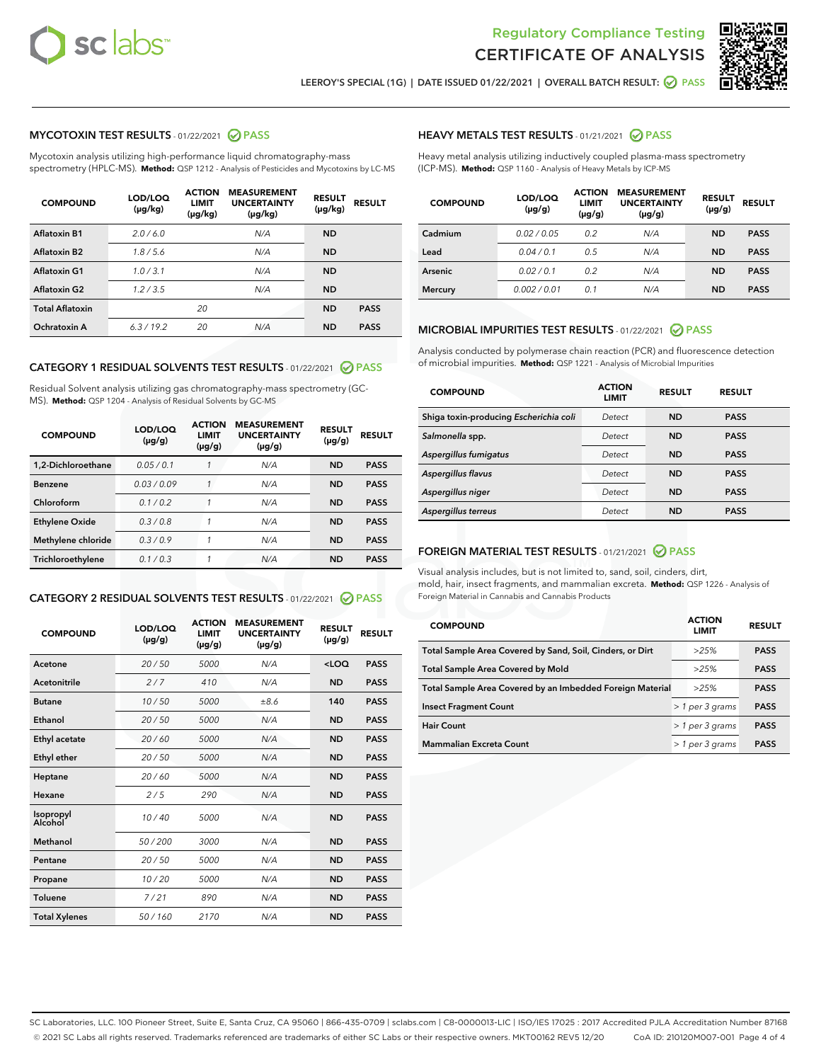Regulatory Compliance Testing

# CERTIFICATE OF ANALYSIS

LEEROY'S SPECIAL (1G) | DATE ISSUED 01/22/2021 | OVERALL BATCH RESULT: PASS

## MYCOTOXIN TEST RESULTS - 01/22/2021 PASS

Mycotoxin analysis utilizing high-performance liquid chromatography-mass spectrometry (HPLC-MS). **Method:** QSP 1212 - Analysis of Pesticides and Mycotoxins by LC-MS

| COMPOUND | LOD/LOQ (µg/kg) | ACTION LIMIT (µg/kg) | MEASUREMENT UNCERTAINTY (µg/kg) | RESULT (µg/kg) | RESULT |
|---|---|---|---|---|---|
| Aflatoxin B1 | 2.0 / 6.0 | | N/A | ND | |
| Aflatoxin B2 | 1.8 / 5.6 | | N/A | ND | |
| Aflatoxin G1 | 1.0 / 3.1 | | N/A | ND | |
| Aflatoxin G2 | 1.2 / 3.5 | | N/A | ND | |
| Total Aflatoxin | | 20 | | ND | PASS |
| Ochratoxin A | 6.3 / 19.2 | 20 | N/A | ND | PASS |

## CATEGORY 1 RESIDUAL SOLVENTS TEST RESULTS - 01/22/2021 PASS

Residual Solvent analysis utilizing gas chromatography-mass spectrometry (GC-MS). **Method:** QSP 1204 - Analysis of Residual Solvents by GC-MS

| COMPOUND | LOD/LOQ (µg/g) | ACTION LIMIT (µg/g) | MEASUREMENT UNCERTAINTY (µg/g) | RESULT (µg/g) | RESULT |
|---|---|---|---|---|---|
| 1,2-Dichloroethane | 0.05 / 0.1 | 1 | N/A | ND | PASS |
| Benzene | 0.03 / 0.09 | 1 | N/A | ND | PASS |
| Chloroform | 0.1 / 0.2 | 1 | N/A | ND | PASS |
| Ethylene Oxide | 0.3 / 0.8 | 1 | N/A | ND | PASS |
| Methylene chloride | 0.3 / 0.9 | 1 | N/A | ND | PASS |
| Trichloroethylene | 0.1 / 0.3 | 1 | N/A | ND | PASS |

## CATEGORY 2 RESIDUAL SOLVENTS TEST RESULTS - 01/22/2021 PASS

| COMPOUND | LOD/LOQ (µg/g) | ACTION LIMIT (µg/g) | MEASUREMENT UNCERTAINTY (µg/g) | RESULT (µg/g) | RESULT |
|---|---|---|---|---|---|
| Acetone | 20 / 50 | 5000 | N/A | <LOQ | PASS |
| Acetonitrile | 2 / 7 | 410 | N/A | ND | PASS |
| Butane | 10 / 50 | 5000 | ±8.6 | 140 | PASS |
| Ethanol | 20 / 50 | 5000 | N/A | ND | PASS |
| Ethyl acetate | 20 / 60 | 5000 | N/A | ND | PASS |
| Ethyl ether | 20 / 50 | 5000 | N/A | ND | PASS |
| Heptane | 20 / 60 | 5000 | N/A | ND | PASS |
| Hexane | 2 / 5 | 290 | N/A | ND | PASS |
| Isopropyl Alcohol | 10 / 40 | 5000 | N/A | ND | PASS |
| Methanol | 50 / 200 | 3000 | N/A | ND | PASS |
| Pentane | 20 / 50 | 5000 | N/A | ND | PASS |
| Propane | 10 / 20 | 5000 | N/A | ND | PASS |
| Toluene | 7 / 21 | 890 | N/A | ND | PASS |
| Total Xylenes | 50 / 160 | 2170 | N/A | ND | PASS |

## HEAVY METALS TEST RESULTS - 01/21/2021 PASS

Heavy metal analysis utilizing inductively coupled plasma-mass spectrometry (ICP-MS). **Method:** QSP 1160 - Analysis of Heavy Metals by ICP-MS

| COMPOUND | LOD/LOQ (µg/g) | ACTION LIMIT (µg/g) | MEASUREMENT UNCERTAINTY (µg/g) | RESULT (µg/g) | RESULT |
|---|---|---|---|---|---|
| Cadmium | 0.02 / 0.05 | 0.2 | N/A | ND | PASS |
| Lead | 0.04 / 0.1 | 0.5 | N/A | ND | PASS |
| Arsenic | 0.02 / 0.1 | 0.2 | N/A | ND | PASS |
| Mercury | 0.002 / 0.01 | 0.1 | N/A | ND | PASS |

## MICROBIAL IMPURITIES TEST RESULTS - 01/22/2021 PASS

Analysis conducted by polymerase chain reaction (PCR) and fluorescence detection of microbial impurities. **Method:** QSP 1221 - Analysis of Microbial Impurities

| COMPOUND | ACTION LIMIT | RESULT | RESULT |
|---|---|---|---|
| *Shiga toxin-producing Escherichia coli* | Detect | ND | PASS |
| *Salmonella* spp. | Detect | ND | PASS |
| *Aspergillus fumigatus* | Detect | ND | PASS |
| *Aspergillus flavus* | Detect | ND | PASS |
| *Aspergillus niger* | Detect | ND | PASS |
| *Aspergillus terreus* | Detect | ND | PASS |

## FOREIGN MATERIAL TEST RESULTS - 01/21/2021 PASS

Visual analysis includes, but is not limited to, sand, soil, cinders, dirt, mold, hair, insect fragments, and mammalian excreta. **Method:** QSP 1226 - Analysis of Foreign Material in Cannabis and Cannabis Products

| COMPOUND | ACTION LIMIT | RESULT |
|---|---|---|
| Total Sample Area Covered by Sand, Soil, Cinders, or Dirt | >25% | PASS |
| Total Sample Area Covered by Mold | >25% | PASS |
| Total Sample Area Covered by an Imbedded Foreign Material | >25% | PASS |
| Insect Fragment Count | > 1 per 3 grams | PASS |
| Hair Count | > 1 per 3 grams | PASS |
| Mammalian Excreta Count | > 1 per 3 grams | PASS |

SC Laboratories, LLC. 100 Pioneer Street, Suite E, Santa Cruz, CA 95060 | 866-435-0709 | sclabs.com | C8-0000013-LIC | ISO/IES 17025 : 2017 Accredited PJLA Accreditation Number 87168
© 2021 SC Labs all rights reserved. Trademarks referenced are trademarks of either SC Labs or their respective owners. MKT00162 REV5 12/20 CoA ID: 210120M007-001